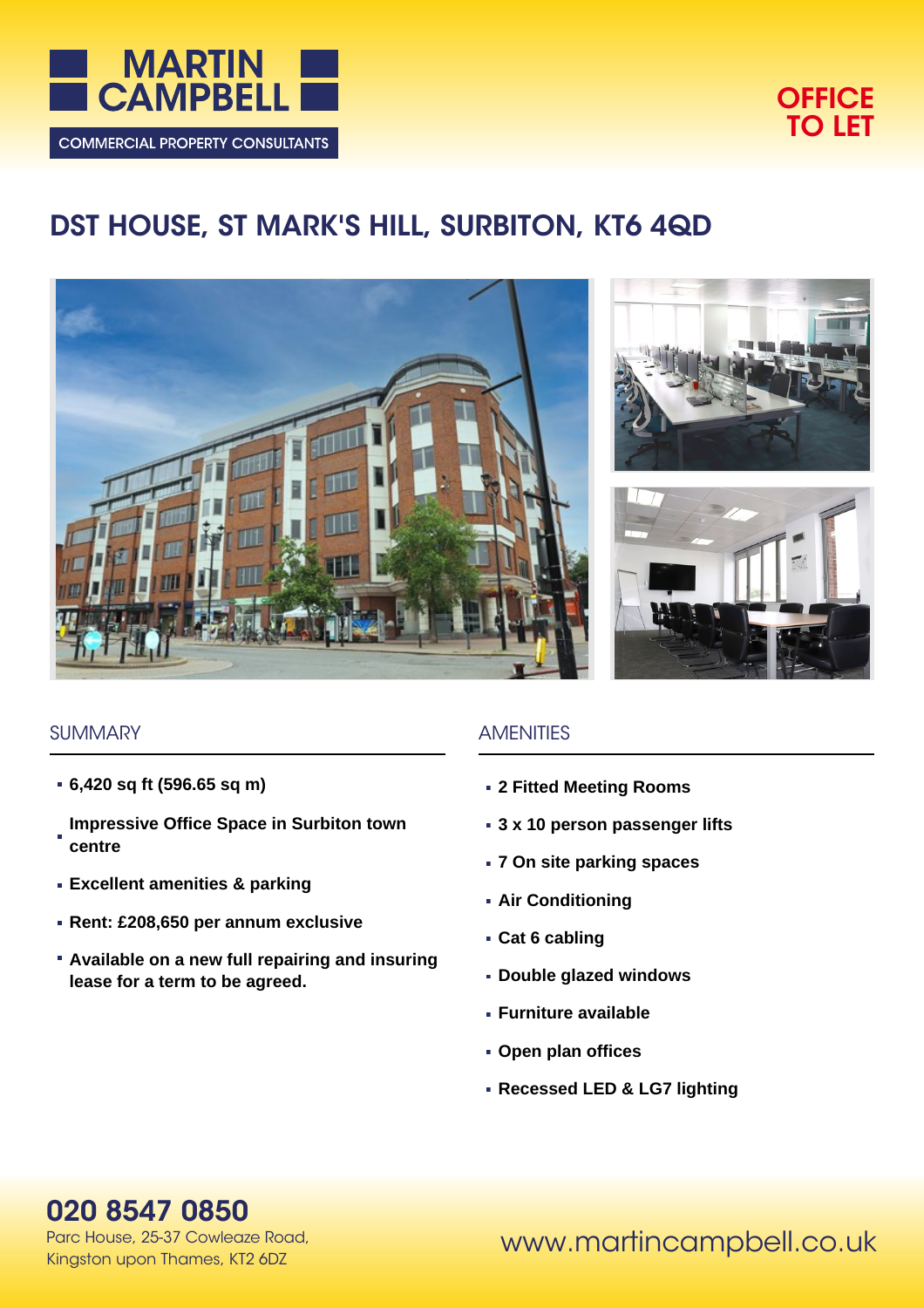MARTIN CAMPBELL

COMMERCIAL PROPERTY CONSULTANTS

OFFICE TO LET

# DST HOUSE, ST MARK'S HILL, SURBITON, KT6 4QD

## SUMMARY

- **6,420 sq ft (596.65 sq m)**
- **Impressive Office Space in Surbiton town centre**
- **Excellent amenities & parking**
- **Rent: £208,650 per annum exclusive**
- **Available on a new full repairing and insuring lease for a term to be agreed.**

## AMENITIES

- **2 Fitted Meeting Rooms**
- **3 x 10 person passenger lifts**
- **7 On site parking spaces**
- **Air Conditioning**
- **Cat 6 cabling**
- **Double glazed windows**
- **Furniture available**
- **Open plan offices**
- **Recessed LED & LG7 lighting**

**020 8547 0850**

Parc House, 25-37 Cowleaze Road,
Kingston upon Thames, KT2 6DZ

www.martincampbell.co.uk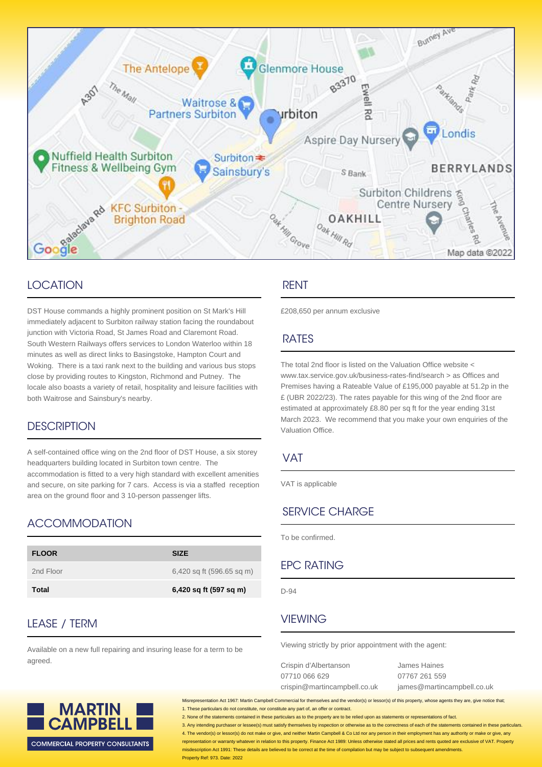## LOCATION

DST House commands a highly prominent position on St Mark's Hill immediately adjacent to Surbiton railway station facing the roundabout junction with Victoria Road, St James Road and Claremont Road. South Western Railways offers services to London Waterloo within 18 minutes as well as direct links to Basingstoke, Hampton Court and Woking. There is a taxi rank next to the building and various bus stops close by providing routes to Kingston, Richmond and Putney. The locale also boasts a variety of retail, hospitality and leisure facilities with both Waitrose and Sainsbury's nearby.

## DESCRIPTION

A self-contained office wing on the 2nd floor of DST House, a six storey headquarters building located in Surbiton town centre. The accommodation is fitted to a very high standard with excellent amenities and secure, on site parking for 7 cars. Access is via a staffed reception area on the ground floor and 3 10-person passenger lifts.

## ACCOMMODATION

| FLOOR | SIZE |
|---|---|
| 2nd Floor | 6,420 sq ft (596.65 sq m) |
| **Total** | **6,420 sq ft (597 sq m)** |

## LEASE / TERM

Available on a new full repairing and insuring lease for a term to be agreed.

## RENT

£208,650 per annum exclusive

## RATES

The total 2nd floor is listed on the Valuation Office website < www.tax.service.gov.uk/business-rates-find/search > as Offices and Premises having a Rateable Value of £195,000 payable at 51.2p in the £ (UBR 2022/23). The rates payable for this wing of the 2nd floor are estimated at approximately £8.80 per sq ft for the year ending 31st March 2023. We recommend that you make your own enquiries of the Valuation Office.

## VAT

VAT is applicable

## SERVICE CHARGE

To be confirmed.

## EPC RATING

D-94

## VIEWING

Viewing strictly by prior appointment with the agent:

Crispin d'Albertanson
07710 066 629
crispin@martincampbell.co.uk

James Haines
07767 261 559
james@martincampbell.co.uk

MARTIN CAMPBELL
COMMERCIAL PROPERTY CONSULTANTS

Misrepresentation Act 1967: Martin Campbell Commercial for themselves and the vendor(s) or lessor(s) of this property, whose agents they are, give notice that;
1. These particulars do not constitute, nor constitute any part of, an offer or contract.
2. None of the statements contained in these particulars as to the property are to be relied upon as statements or representations of fact.
3. Any intending purchaser or lessee(s) must satisfy themselves by inspection or otherwise as to the correctness of each of the statements contained in these particulars.
4. The vendor(s) or lessor(s) do not make or give, and neither Martin Campbell & Co Ltd nor any person in their employment has any authority or make or give, any representation or warranty whatever in relation to this property. Finance Act 1989: Unless otherwise stated all prices and rents quoted are exclusive of VAT. Property misdescription Act 1991: These details are believed to be correct at the time of compilation but may be subject to subsequent amendments.
Property Ref: 973. Date: 2022